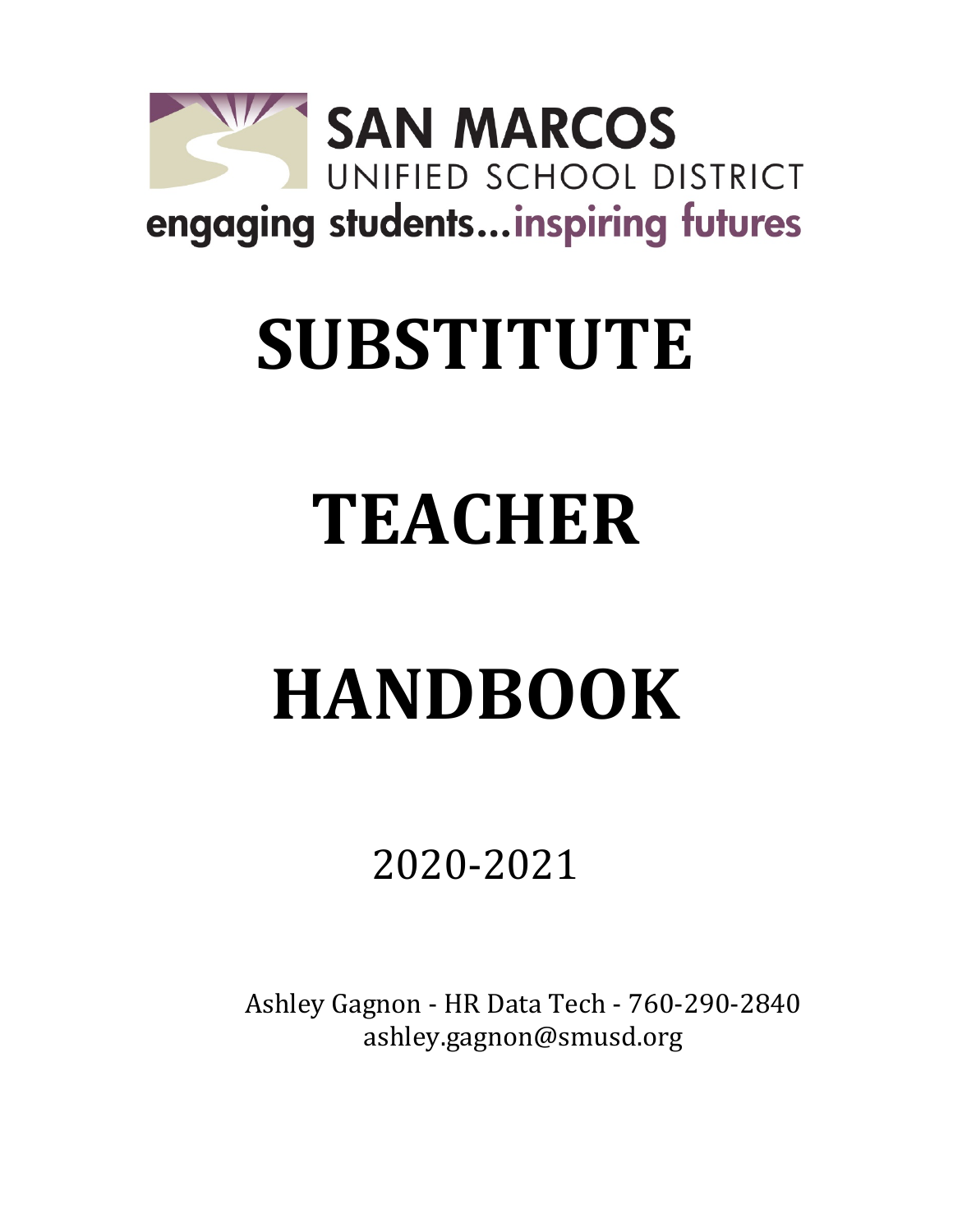SAN MARCOS
UNIFIED SCHOOL DISTRICT
engaging students...inspiring futures

# SUBSTITUTE

# TEACHER

# HANDBOOK

2020-2021

Ashley Gagnon - HR Data Tech - 760-290-2840
ashley.gagnon@smusd.org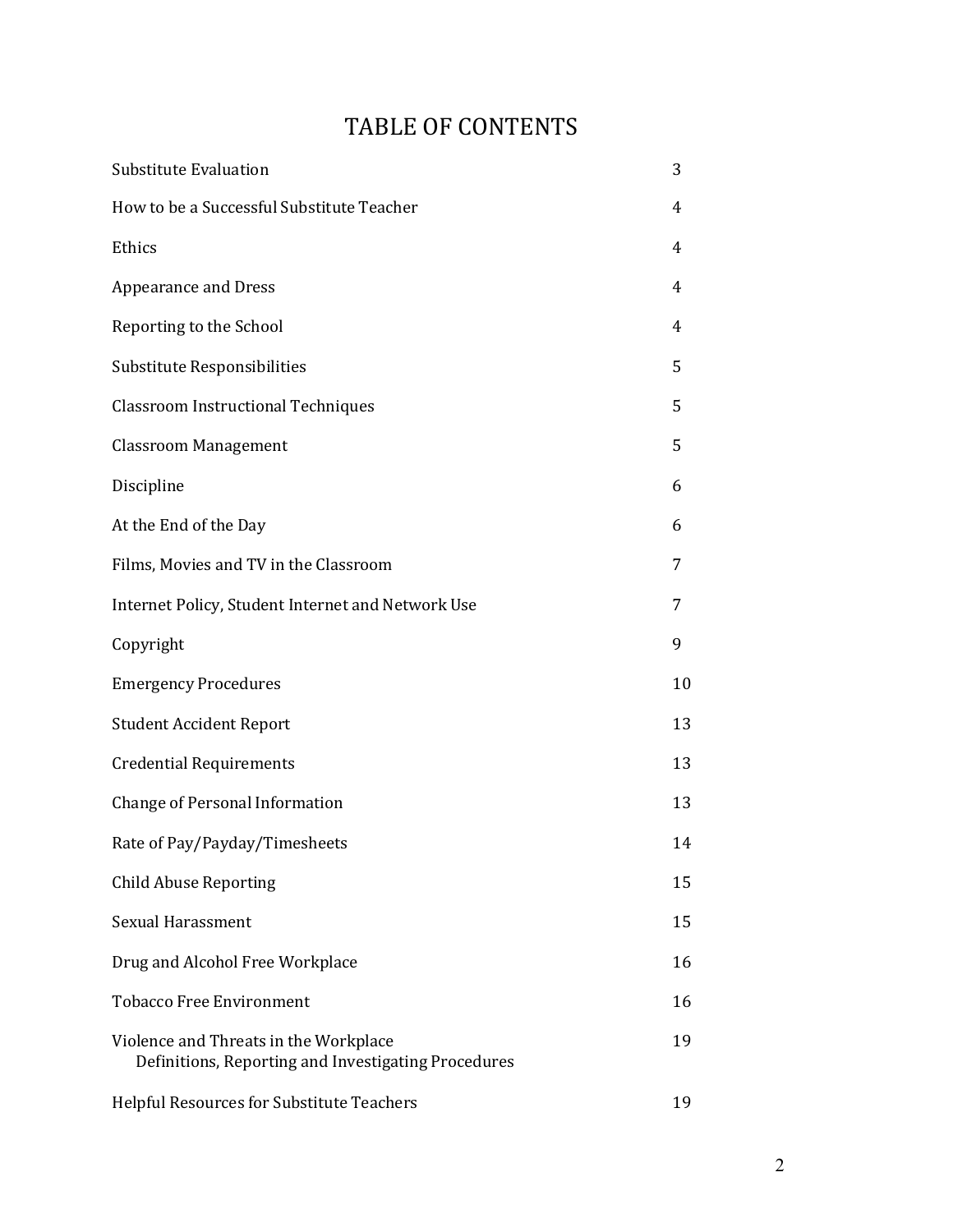# TABLE OF CONTENTS

| | |
|---|---|
| Substitute Evaluation | 3 |
| How to be a Successful Substitute Teacher | 4 |
| Ethics | 4 |
| Appearance and Dress | 4 |
| Reporting to the School | 4 |
| Substitute Responsibilities | 5 |
| Classroom Instructional Techniques | 5 |
| Classroom Management | 5 |
| Discipline | 6 |
| At the End of the Day | 6 |
| Films, Movies and TV in the Classroom | 7 |
| Internet Policy, Student Internet and Network Use | 7 |
| Copyright | 9 |
| Emergency Procedures | 10 |
| Student Accident Report | 13 |
| Credential Requirements | 13 |
| Change of Personal Information | 13 |
| Rate of Pay/Payday/Timesheets | 14 |
| Child Abuse Reporting | 15 |
| Sexual Harassment | 15 |
| Drug and Alcohol Free Workplace | 16 |
| Tobacco Free Environment | 16 |
| Violence and Threats in the Workplace<br>Definitions, Reporting and Investigating Procedures | 19 |
| Helpful Resources for Substitute Teachers | 19 |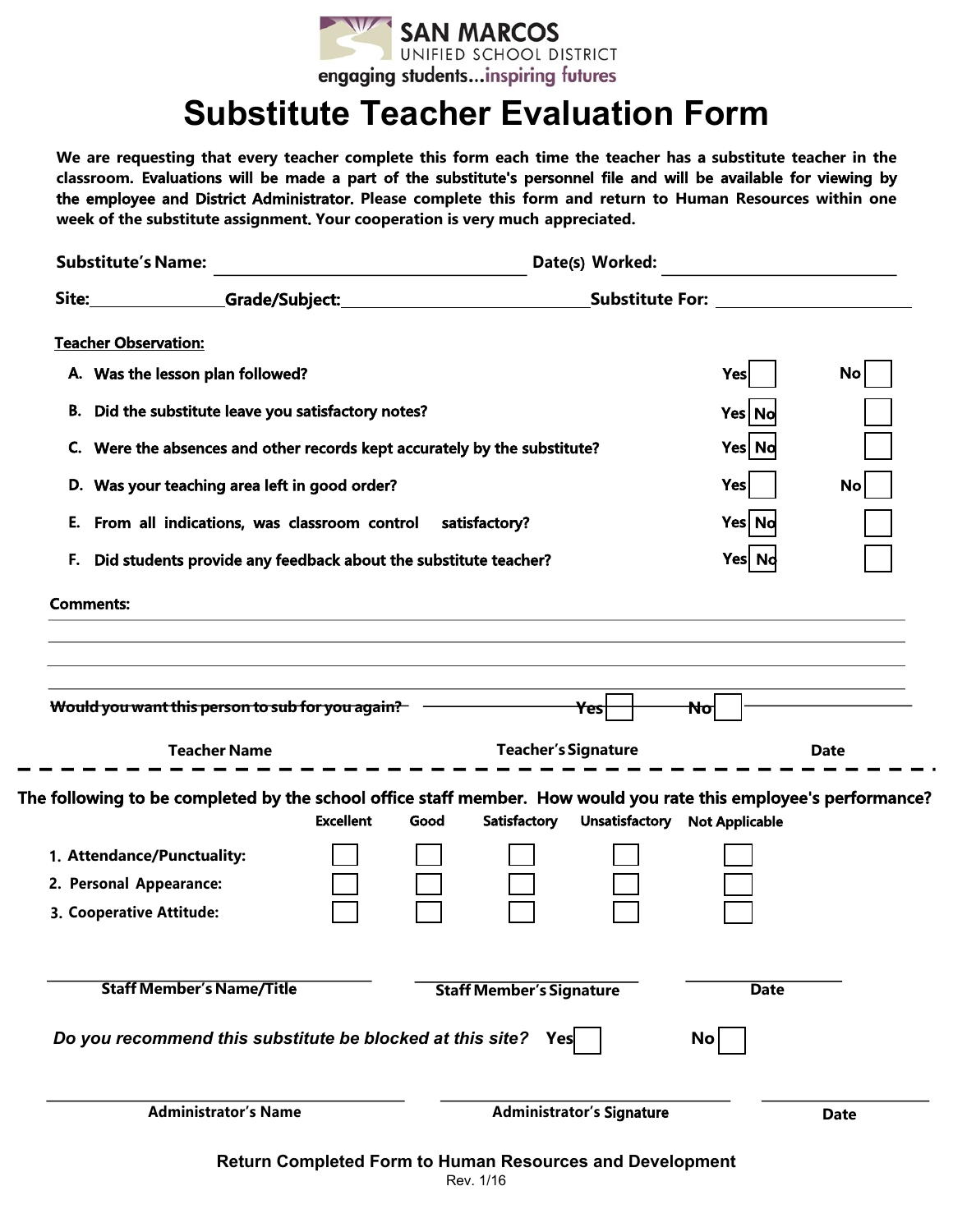SAN MARCOS
UNIFIED SCHOOL DISTRICT
engaging students...inspiring futures

# Substitute Teacher Evaluation Form

**We are requesting that every teacher complete this form each time the teacher has a substitute teacher in the classroom. Evaluations will be made a part of the substitute's personnel file and will be available for viewing by the employee and District Administrator. Please complete this form and return to Human Resources within one week of the substitute assignment. Your cooperation is very much appreciated.**

**Substitute's Name:** ______________________ **Date(s) Worked:** ______________________

**Site:** ____________ **Grade/Subject:** ______________________ **Substitute For:** ______________________

**Teacher Observation:**

| | | Yes | No |
|---|---|---|---|
| A. | Was the lesson plan followed? | ☐ | ☐ |
| B. | Did the substitute leave you satisfactory notes? | ☐ | ☐ |
| C. | Were the absences and other records kept accurately by the substitute? | ☐ | ☐ |
| D. | Was your teaching area left in good order? | ☐ | ☐ |
| E. | From all indications, was classroom control satisfactory? | ☐ | ☐ |
| F. | Did students provide any feedback about the substitute teacher? | ☐ | ☐ |

**Comments:**

______________________________________________________________________

______________________________________________________________________

______________________________________________________________________

~~Would you want this person to sub for you again? Yes ☐ No ☐~~

**Teacher Name** ______________ **Teacher's Signature** ______________ **Date** ______________

---

**The following to be completed by the school office staff member. How would you rate this employee's performance?**

| | Excellent | Good | Satisfactory | Unsatisfactory | Not Applicable |
|---|---|---|---|---|---|
| 1. Attendance/Punctuality: | ☐ | ☐ | ☐ | ☐ | ☐ |
| 2. Personal Appearance: | ☐ | ☐ | ☐ | ☐ | ☐ |
| 3. Cooperative Attitude: | ☐ | ☐ | ☐ | ☐ | ☐ |

______________________ ______________________ ______________

**Staff Member's Name/Title** **Staff Member's Signature** **Date**

***Do you recommend this substitute be blocked at this site?*** **Yes** ☐ **No** ☐

______________________ ______________________ ______________

**Administrator's Name** **Administrator's Signature** **Date**

**Return Completed Form to Human Resources and Development**

Rev. 1/16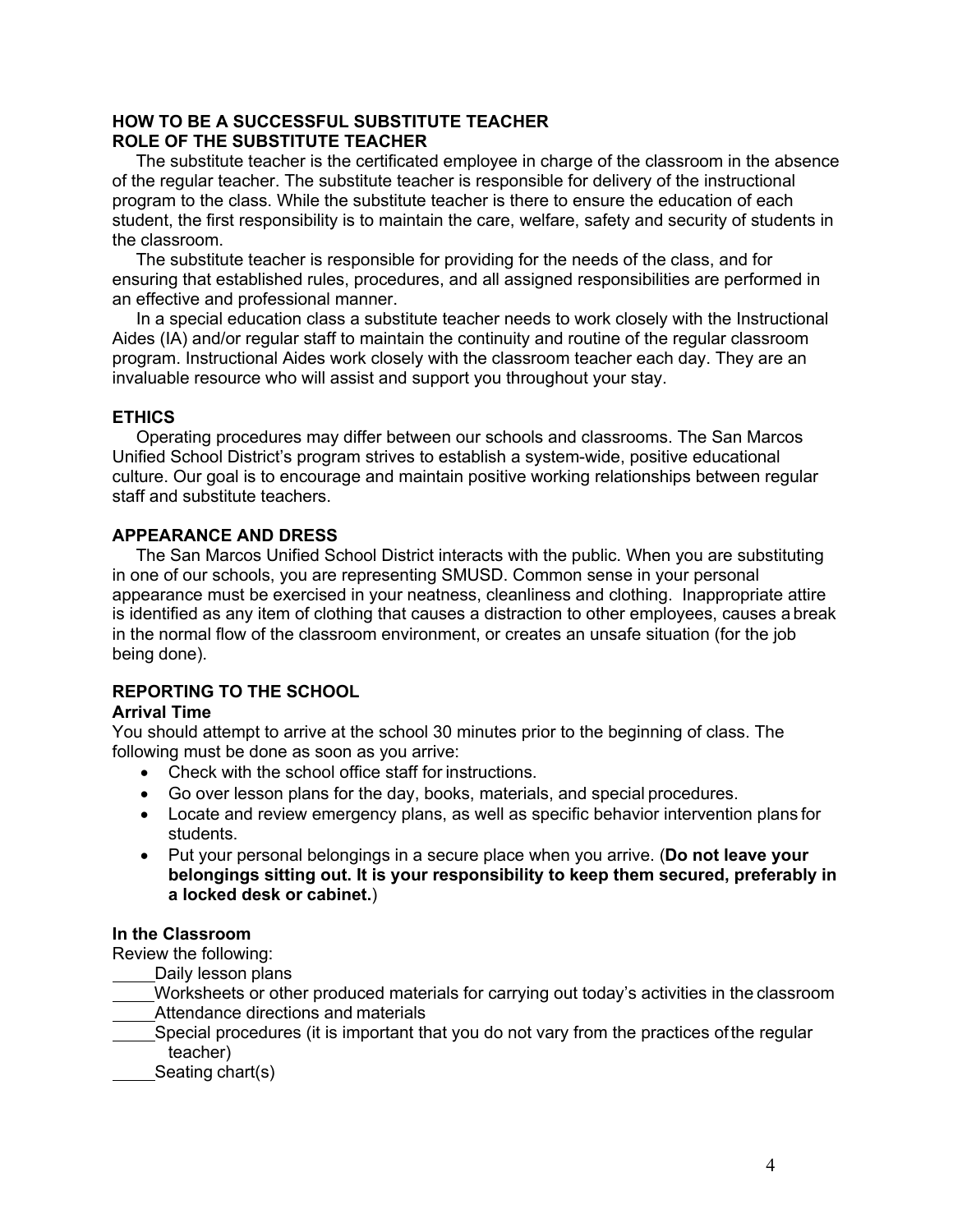## HOW TO BE A SUCCESSFUL SUBSTITUTE TEACHER

## ROLE OF THE SUBSTITUTE TEACHER

The substitute teacher is the certificated employee in charge of the classroom in the absence of the regular teacher. The substitute teacher is responsible for delivery of the instructional program to the class. While the substitute teacher is there to ensure the education of each student, the first responsibility is to maintain the care, welfare, safety and security of students in the classroom.

The substitute teacher is responsible for providing for the needs of the class, and for ensuring that established rules, procedures, and all assigned responsibilities are performed in an effective and professional manner.

In a special education class a substitute teacher needs to work closely with the Instructional Aides (IA) and/or regular staff to maintain the continuity and routine of the regular classroom program. Instructional Aides work closely with the classroom teacher each day. They are an invaluable resource who will assist and support you throughout your stay.

## ETHICS

Operating procedures may differ between our schools and classrooms. The San Marcos Unified School District's program strives to establish a system-wide, positive educational culture. Our goal is to encourage and maintain positive working relationships between regular staff and substitute teachers.

## APPEARANCE AND DRESS

The San Marcos Unified School District interacts with the public. When you are substituting in one of our schools, you are representing SMUSD. Common sense in your personal appearance must be exercised in your neatness, cleanliness and clothing. Inappropriate attire is identified as any item of clothing that causes a distraction to other employees, causes a break in the normal flow of the classroom environment, or creates an unsafe situation (for the job being done).

## REPORTING TO THE SCHOOL

### Arrival Time

You should attempt to arrive at the school 30 minutes prior to the beginning of class. The following must be done as soon as you arrive:

- Check with the school office staff for instructions.
- Go over lesson plans for the day, books, materials, and special procedures.
- Locate and review emergency plans, as well as specific behavior intervention plans for students.
- Put your personal belongings in a secure place when you arrive. (**Do not leave your belongings sitting out. It is your responsibility to keep them secured, preferably in a locked desk or cabinet.**)

### In the Classroom

Review the following:

_____Daily lesson plans
_____Worksheets or other produced materials for carrying out today's activities in the classroom
_____Attendance directions and materials
_____Special procedures (it is important that you do not vary from the practices of the regular teacher)
_____Seating chart(s)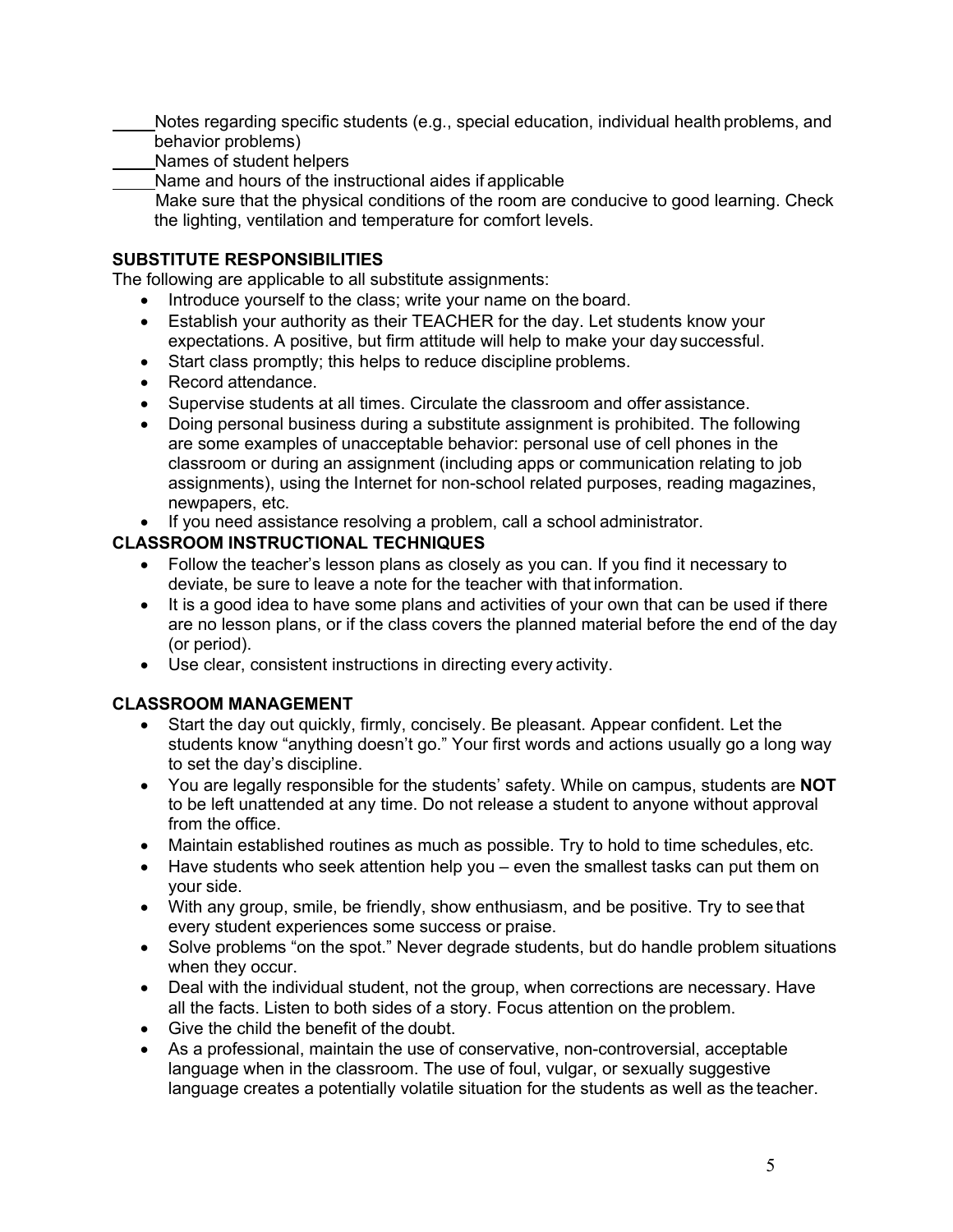_____Notes regarding specific students (e.g., special education, individual health problems, and behavior problems)

_____Names of student helpers

_____Name and hours of the instructional aides if applicable

Make sure that the physical conditions of the room are conducive to good learning. Check the lighting, ventilation and temperature for comfort levels.

**SUBSTITUTE RESPONSIBILITIES**

The following are applicable to all substitute assignments:

- Introduce yourself to the class; write your name on the board.
- Establish your authority as their TEACHER for the day. Let students know your expectations. A positive, but firm attitude will help to make your day successful.
- Start class promptly; this helps to reduce discipline problems.
- Record attendance.
- Supervise students at all times. Circulate the classroom and offer assistance.
- Doing personal business during a substitute assignment is prohibited. The following are some examples of unacceptable behavior: personal use of cell phones in the classroom or during an assignment (including apps or communication relating to job assignments), using the Internet for non-school related purposes, reading magazines, newpapers, etc.
- If you need assistance resolving a problem, call a school administrator.

**CLASSROOM INSTRUCTIONAL TECHNIQUES**

- Follow the teacher's lesson plans as closely as you can. If you find it necessary to deviate, be sure to leave a note for the teacher with that information.
- It is a good idea to have some plans and activities of your own that can be used if there are no lesson plans, or if the class covers the planned material before the end of the day (or period).
- Use clear, consistent instructions in directing every activity.

**CLASSROOM MANAGEMENT**

- Start the day out quickly, firmly, concisely. Be pleasant. Appear confident. Let the students know "anything doesn't go." Your first words and actions usually go a long way to set the day's discipline.
- You are legally responsible for the students' safety. While on campus, students are **NOT** to be left unattended at any time. Do not release a student to anyone without approval from the office.
- Maintain established routines as much as possible. Try to hold to time schedules, etc.
- Have students who seek attention help you – even the smallest tasks can put them on your side.
- With any group, smile, be friendly, show enthusiasm, and be positive. Try to see that every student experiences some success or praise.
- Solve problems "on the spot." Never degrade students, but do handle problem situations when they occur.
- Deal with the individual student, not the group, when corrections are necessary. Have all the facts. Listen to both sides of a story. Focus attention on the problem.
- Give the child the benefit of the doubt.
- As a professional, maintain the use of conservative, non-controversial, acceptable language when in the classroom. The use of foul, vulgar, or sexually suggestive language creates a potentially volatile situation for the students as well as the teacher.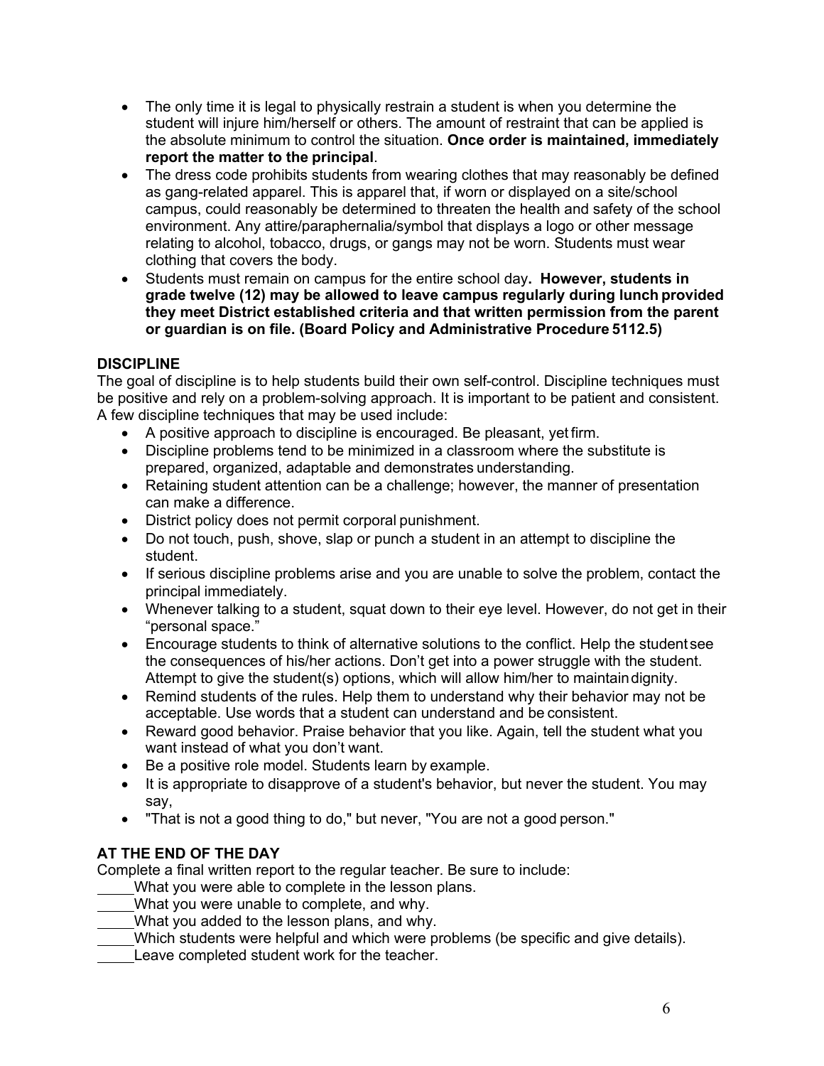- The only time it is legal to physically restrain a student is when you determine the student will injure him/herself or others. The amount of restraint that can be applied is the absolute minimum to control the situation. **Once order is maintained, immediately report the matter to the principal**.
- The dress code prohibits students from wearing clothes that may reasonably be defined as gang-related apparel. This is apparel that, if worn or displayed on a site/school campus, could reasonably be determined to threaten the health and safety of the school environment. Any attire/paraphernalia/symbol that displays a logo or other message relating to alcohol, tobacco, drugs, or gangs may not be worn. Students must wear clothing that covers the body.
- Students must remain on campus for the entire school day**. However, students in grade twelve (12) may be allowed to leave campus regularly during lunch provided they meet District established criteria and that written permission from the parent or guardian is on file. (Board Policy and Administrative Procedure 5112.5)**

## DISCIPLINE

The goal of discipline is to help students build their own self-control. Discipline techniques must be positive and rely on a problem-solving approach. It is important to be patient and consistent. A few discipline techniques that may be used include:

- A positive approach to discipline is encouraged. Be pleasant, yet firm.
- Discipline problems tend to be minimized in a classroom where the substitute is prepared, organized, adaptable and demonstrates understanding.
- Retaining student attention can be a challenge; however, the manner of presentation can make a difference.
- District policy does not permit corporal punishment.
- Do not touch, push, shove, slap or punch a student in an attempt to discipline the student.
- If serious discipline problems arise and you are unable to solve the problem, contact the principal immediately.
- Whenever talking to a student, squat down to their eye level. However, do not get in their "personal space."
- Encourage students to think of alternative solutions to the conflict. Help the student see the consequences of his/her actions. Don't get into a power struggle with the student. Attempt to give the student(s) options, which will allow him/her to maintain dignity.
- Remind students of the rules. Help them to understand why their behavior may not be acceptable. Use words that a student can understand and be consistent.
- Reward good behavior. Praise behavior that you like. Again, tell the student what you want instead of what you don't want.
- Be a positive role model. Students learn by example.
- It is appropriate to disapprove of a student's behavior, but never the student. You may say,
- "That is not a good thing to do," but never, "You are not a good person."

## AT THE END OF THE DAY

Complete a final written report to the regular teacher. Be sure to include:

_____What you were able to complete in the lesson plans.
_____What you were unable to complete, and why.
_____What you added to the lesson plans, and why.
_____Which students were helpful and which were problems (be specific and give details).
_____Leave completed student work for the teacher.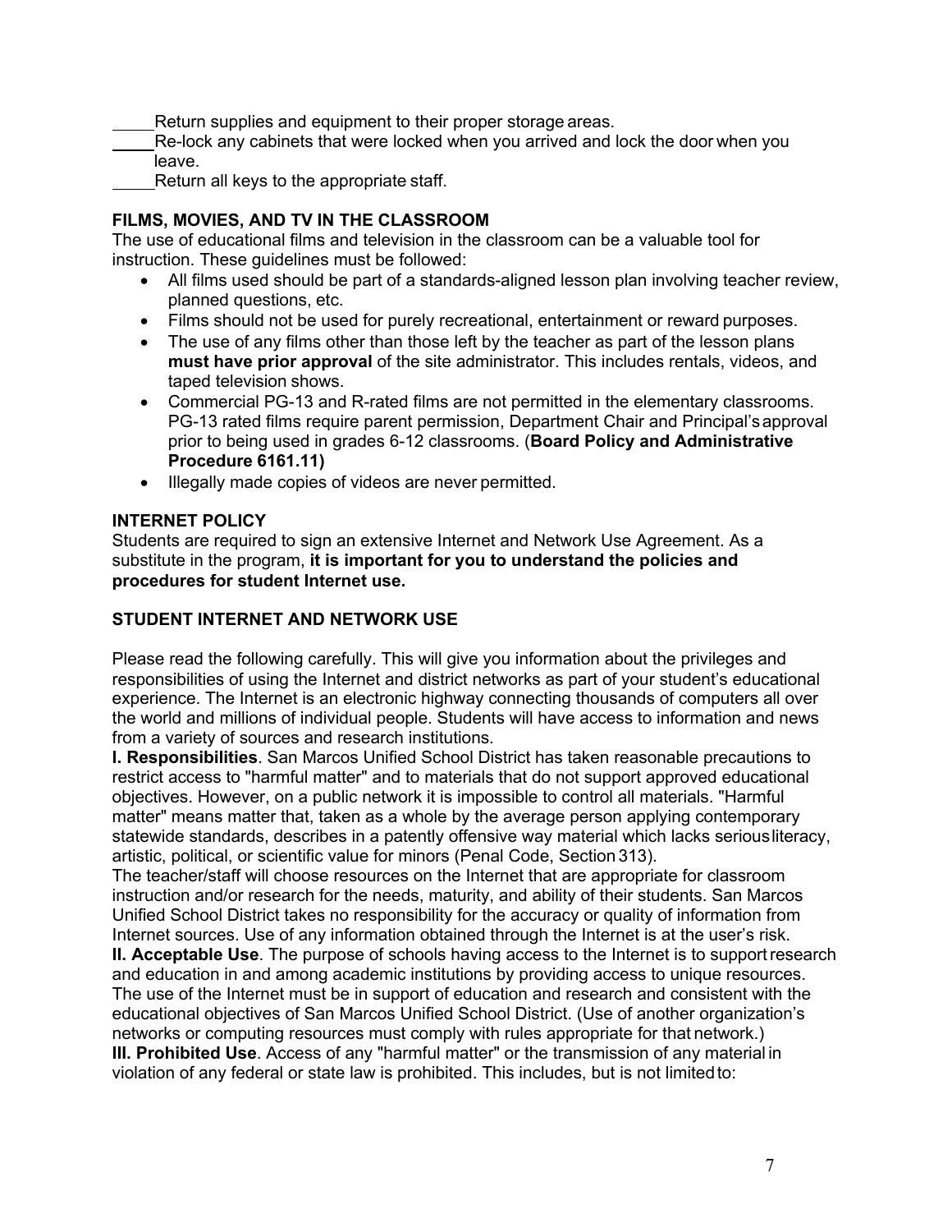_____Return supplies and equipment to their proper storage areas.
_____Re-lock any cabinets that were locked when you arrived and lock the door when you leave.
_____Return all keys to the appropriate staff.

### FILMS, MOVIES, AND TV IN THE CLASSROOM

The use of educational films and television in the classroom can be a valuable tool for instruction. These guidelines must be followed:

- All films used should be part of a standards-aligned lesson plan involving teacher review, planned questions, etc.
- Films should not be used for purely recreational, entertainment or reward purposes.
- The use of any films other than those left by the teacher as part of the lesson plans **must have prior approval** of the site administrator. This includes rentals, videos, and taped television shows.
- Commercial PG-13 and R-rated films are not permitted in the elementary classrooms. PG-13 rated films require parent permission, Department Chair and Principal's approval prior to being used in grades 6-12 classrooms. (**Board Policy and Administrative Procedure 6161.11)**
- Illegally made copies of videos are never permitted.

### INTERNET POLICY

Students are required to sign an extensive Internet and Network Use Agreement. As a substitute in the program, **it is important for you to understand the policies and procedures for student Internet use.**

### STUDENT INTERNET AND NETWORK USE

Please read the following carefully. This will give you information about the privileges and responsibilities of using the Internet and district networks as part of your student's educational experience. The Internet is an electronic highway connecting thousands of computers all over the world and millions of individual people. Students will have access to information and news from a variety of sources and research institutions.

**I. Responsibilities**. San Marcos Unified School District has taken reasonable precautions to restrict access to "harmful matter" and to materials that do not support approved educational objectives. However, on a public network it is impossible to control all materials. "Harmful matter" means matter that, taken as a whole by the average person applying contemporary statewide standards, describes in a patently offensive way material which lacks serious literacy, artistic, political, or scientific value for minors (Penal Code, Section 313).

The teacher/staff will choose resources on the Internet that are appropriate for classroom instruction and/or research for the needs, maturity, and ability of their students. San Marcos Unified School District takes no responsibility for the accuracy or quality of information from Internet sources. Use of any information obtained through the Internet is at the user's risk.

**II. Acceptable Use**. The purpose of schools having access to the Internet is to support research and education in and among academic institutions by providing access to unique resources. The use of the Internet must be in support of education and research and consistent with the educational objectives of San Marcos Unified School District. (Use of another organization's networks or computing resources must comply with rules appropriate for that network.)

**III. Prohibited Use**. Access of any "harmful matter" or the transmission of any material in violation of any federal or state law is prohibited. This includes, but is not limited to: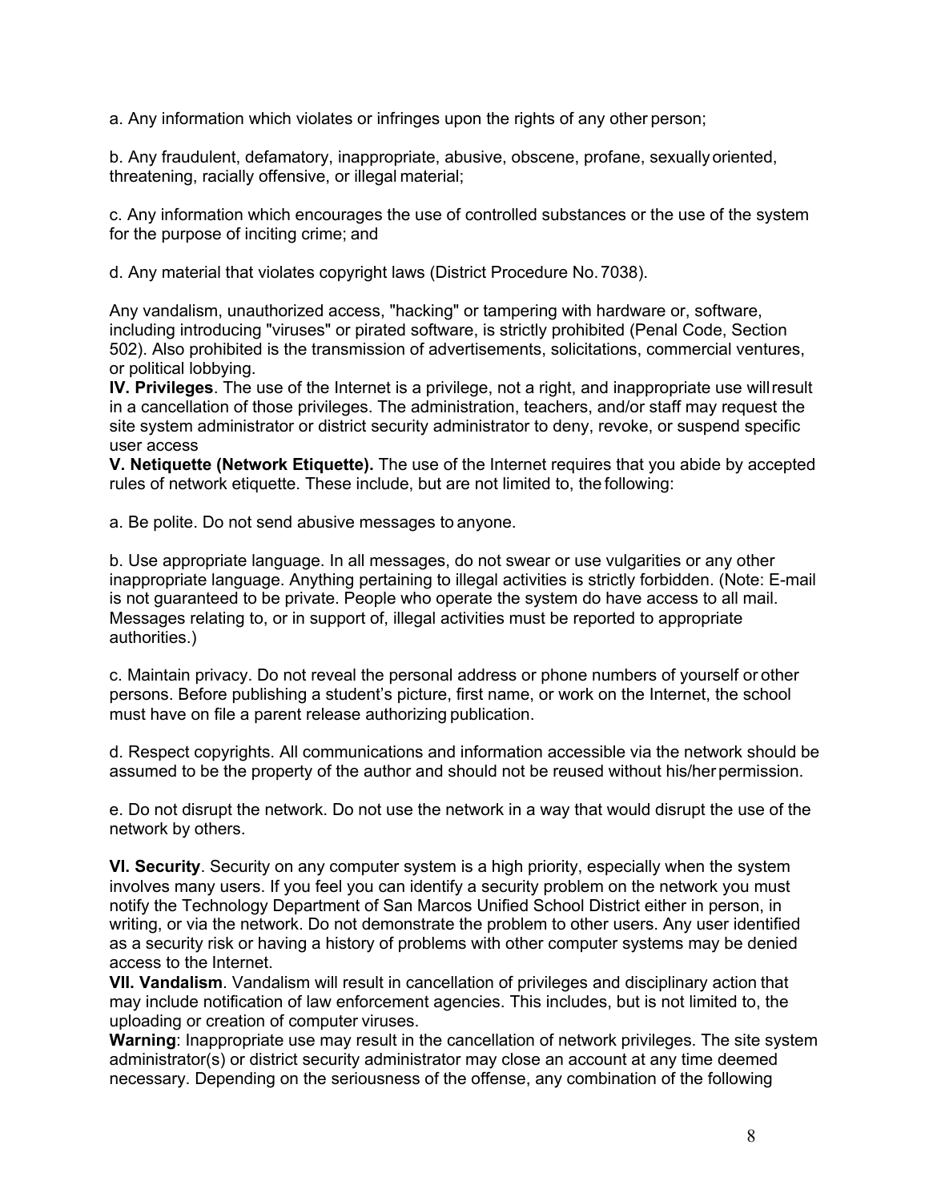a. Any information which violates or infringes upon the rights of any other person;

b. Any fraudulent, defamatory, inappropriate, abusive, obscene, profane, sexually oriented, threatening, racially offensive, or illegal material;

c. Any information which encourages the use of controlled substances or the use of the system for the purpose of inciting crime; and

d. Any material that violates copyright laws (District Procedure No. 7038).

Any vandalism, unauthorized access, "hacking" or tampering with hardware or, software, including introducing "viruses" or pirated software, is strictly prohibited (Penal Code, Section 502). Also prohibited is the transmission of advertisements, solicitations, commercial ventures, or political lobbying.

**IV. Privileges**. The use of the Internet is a privilege, not a right, and inappropriate use will result in a cancellation of those privileges. The administration, teachers, and/or staff may request the site system administrator or district security administrator to deny, revoke, or suspend specific user access

**V. Netiquette (Network Etiquette).** The use of the Internet requires that you abide by accepted rules of network etiquette. These include, but are not limited to, the following:

a. Be polite. Do not send abusive messages to anyone.

b. Use appropriate language. In all messages, do not swear or use vulgarities or any other inappropriate language. Anything pertaining to illegal activities is strictly forbidden. (Note: E-mail is not guaranteed to be private. People who operate the system do have access to all mail. Messages relating to, or in support of, illegal activities must be reported to appropriate authorities.)

c. Maintain privacy. Do not reveal the personal address or phone numbers of yourself or other persons. Before publishing a student's picture, first name, or work on the Internet, the school must have on file a parent release authorizing publication.

d. Respect copyrights. All communications and information accessible via the network should be assumed to be the property of the author and should not be reused without his/her permission.

e. Do not disrupt the network. Do not use the network in a way that would disrupt the use of the network by others.

**VI. Security**. Security on any computer system is a high priority, especially when the system involves many users. If you feel you can identify a security problem on the network you must notify the Technology Department of San Marcos Unified School District either in person, in writing, or via the network. Do not demonstrate the problem to other users. Any user identified as a security risk or having a history of problems with other computer systems may be denied access to the Internet.

**VII. Vandalism**. Vandalism will result in cancellation of privileges and disciplinary action that may include notification of law enforcement agencies. This includes, but is not limited to, the uploading or creation of computer viruses.

**Warning**: Inappropriate use may result in the cancellation of network privileges. The site system administrator(s) or district security administrator may close an account at any time deemed necessary. Depending on the seriousness of the offense, any combination of the following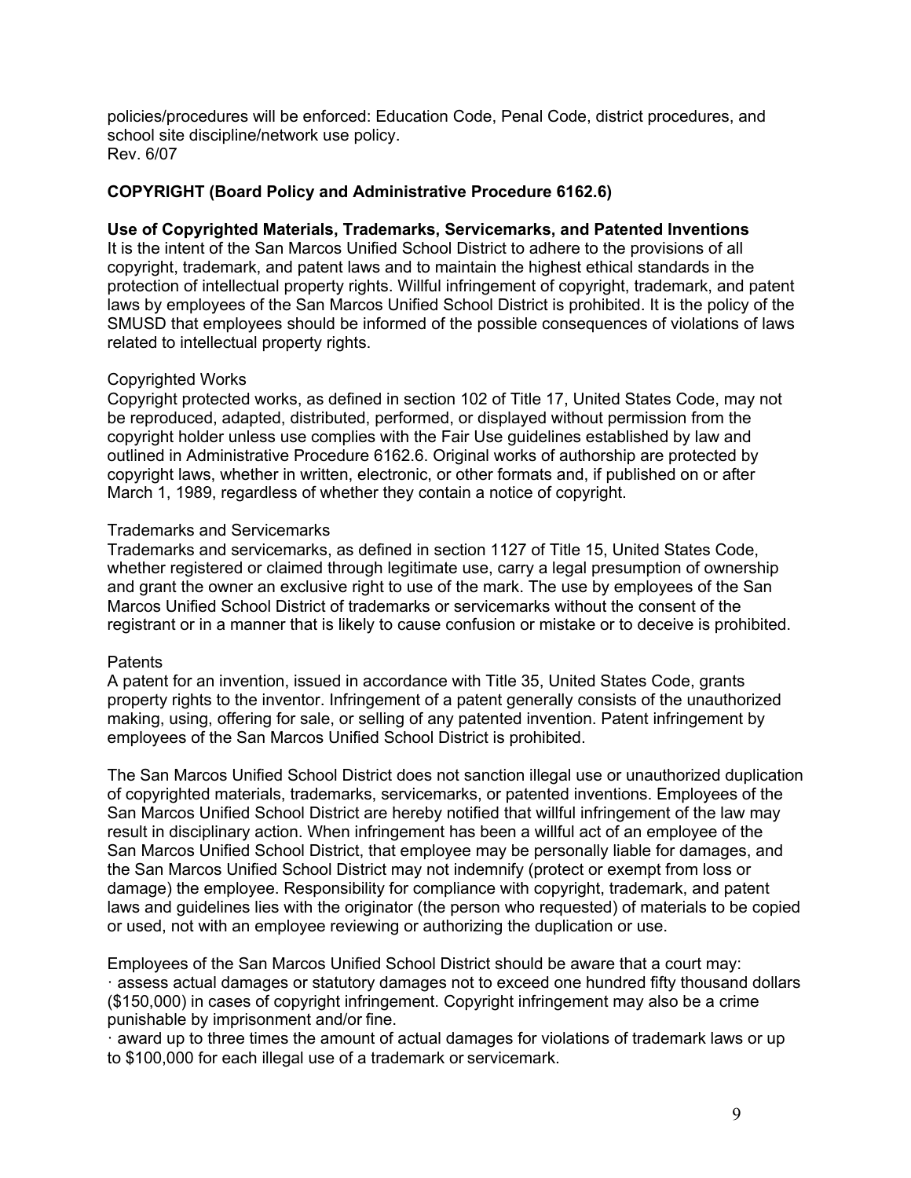policies/procedures will be enforced: Education Code, Penal Code, district procedures, and school site discipline/network use policy.
Rev. 6/07

**COPYRIGHT (Board Policy and Administrative Procedure 6162.6)**

**Use of Copyrighted Materials, Trademarks, Servicemarks, and Patented Inventions**
It is the intent of the San Marcos Unified School District to adhere to the provisions of all copyright, trademark, and patent laws and to maintain the highest ethical standards in the protection of intellectual property rights. Willful infringement of copyright, trademark, and patent laws by employees of the San Marcos Unified School District is prohibited. It is the policy of the SMUSD that employees should be informed of the possible consequences of violations of laws related to intellectual property rights.

Copyrighted Works
Copyright protected works, as defined in section 102 of Title 17, United States Code, may not be reproduced, adapted, distributed, performed, or displayed without permission from the copyright holder unless use complies with the Fair Use guidelines established by law and outlined in Administrative Procedure 6162.6. Original works of authorship are protected by copyright laws, whether in written, electronic, or other formats and, if published on or after March 1, 1989, regardless of whether they contain a notice of copyright.

Trademarks and Servicemarks
Trademarks and servicemarks, as defined in section 1127 of Title 15, United States Code, whether registered or claimed through legitimate use, carry a legal presumption of ownership and grant the owner an exclusive right to use of the mark. The use by employees of the San Marcos Unified School District of trademarks or servicemarks without the consent of the registrant or in a manner that is likely to cause confusion or mistake or to deceive is prohibited.

Patents
A patent for an invention, issued in accordance with Title 35, United States Code, grants property rights to the inventor. Infringement of a patent generally consists of the unauthorized making, using, offering for sale, or selling of any patented invention. Patent infringement by employees of the San Marcos Unified School District is prohibited.

The San Marcos Unified School District does not sanction illegal use or unauthorized duplication of copyrighted materials, trademarks, servicemarks, or patented inventions. Employees of the San Marcos Unified School District are hereby notified that willful infringement of the law may result in disciplinary action. When infringement has been a willful act of an employee of the San Marcos Unified School District, that employee may be personally liable for damages, and the San Marcos Unified School District may not indemnify (protect or exempt from loss or damage) the employee. Responsibility for compliance with copyright, trademark, and patent laws and guidelines lies with the originator (the person who requested) of materials to be copied or used, not with an employee reviewing or authorizing the duplication or use.

Employees of the San Marcos Unified School District should be aware that a court may:

- assess actual damages or statutory damages not to exceed one hundred fifty thousand dollars ($150,000) in cases of copyright infringement. Copyright infringement may also be a crime punishable by imprisonment and/or fine.
- award up to three times the amount of actual damages for violations of trademark laws or up to $100,000 for each illegal use of a trademark or servicemark.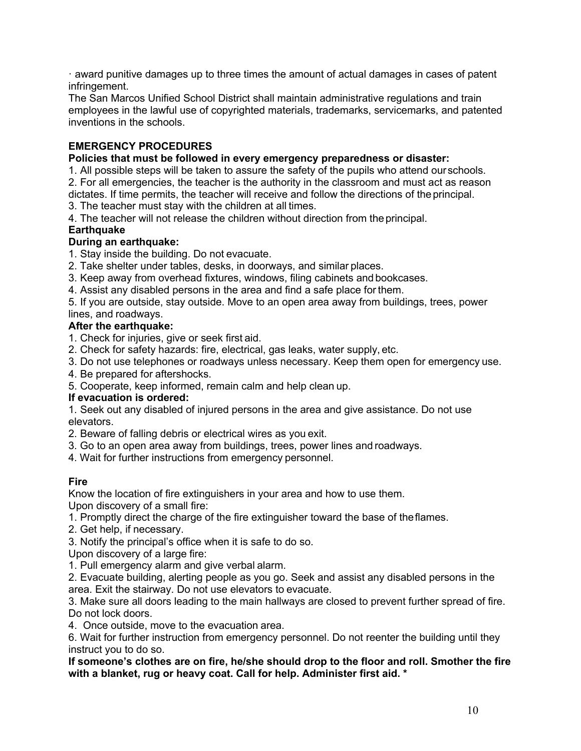· award punitive damages up to three times the amount of actual damages in cases of patent infringement.

The San Marcos Unified School District shall maintain administrative regulations and train employees in the lawful use of copyrighted materials, trademarks, servicemarks, and patented inventions in the schools.

## EMERGENCY PROCEDURES

**Policies that must be followed in every emergency preparedness or disaster:**

1. All possible steps will be taken to assure the safety of the pupils who attend our schools.
2. For all emergencies, the teacher is the authority in the classroom and must act as reason dictates. If time permits, the teacher will receive and follow the directions of the principal.
3. The teacher must stay with the children at all times.
4. The teacher will not release the children without direction from the principal.

### Earthquake

**During an earthquake:**

1. Stay inside the building. Do not evacuate.
2. Take shelter under tables, desks, in doorways, and similar places.
3. Keep away from overhead fixtures, windows, filing cabinets and bookcases.
4. Assist any disabled persons in the area and find a safe place for them.
5. If you are outside, stay outside. Move to an open area away from buildings, trees, power lines, and roadways.

**After the earthquake:**

1. Check for injuries, give or seek first aid.
2. Check for safety hazards: fire, electrical, gas leaks, water supply, etc.
3. Do not use telephones or roadways unless necessary. Keep them open for emergency use.
4. Be prepared for aftershocks.
5. Cooperate, keep informed, remain calm and help clean up.

**If evacuation is ordered:**

1. Seek out any disabled of injured persons in the area and give assistance. Do not use elevators.
2. Beware of falling debris or electrical wires as you exit.
3. Go to an open area away from buildings, trees, power lines and roadways.
4. Wait for further instructions from emergency personnel.

### Fire

Know the location of fire extinguishers in your area and how to use them.

Upon discovery of a small fire:

1. Promptly direct the charge of the fire extinguisher toward the base of the flames.
2. Get help, if necessary.
3. Notify the principal's office when it is safe to do so.

Upon discovery of a large fire:

1. Pull emergency alarm and give verbal alarm.
2. Evacuate building, alerting people as you go. Seek and assist any disabled persons in the area. Exit the stairway. Do not use elevators to evacuate.
3. Make sure all doors leading to the main hallways are closed to prevent further spread of fire. Do not lock doors.
4. Once outside, move to the evacuation area.

6. Wait for further instruction from emergency personnel. Do not reenter the building until they instruct you to do so.

**If someone's clothes are on fire, he/she should drop to the floor and roll. Smother the fire with a blanket, rug or heavy coat. Call for help. Administer first aid. ***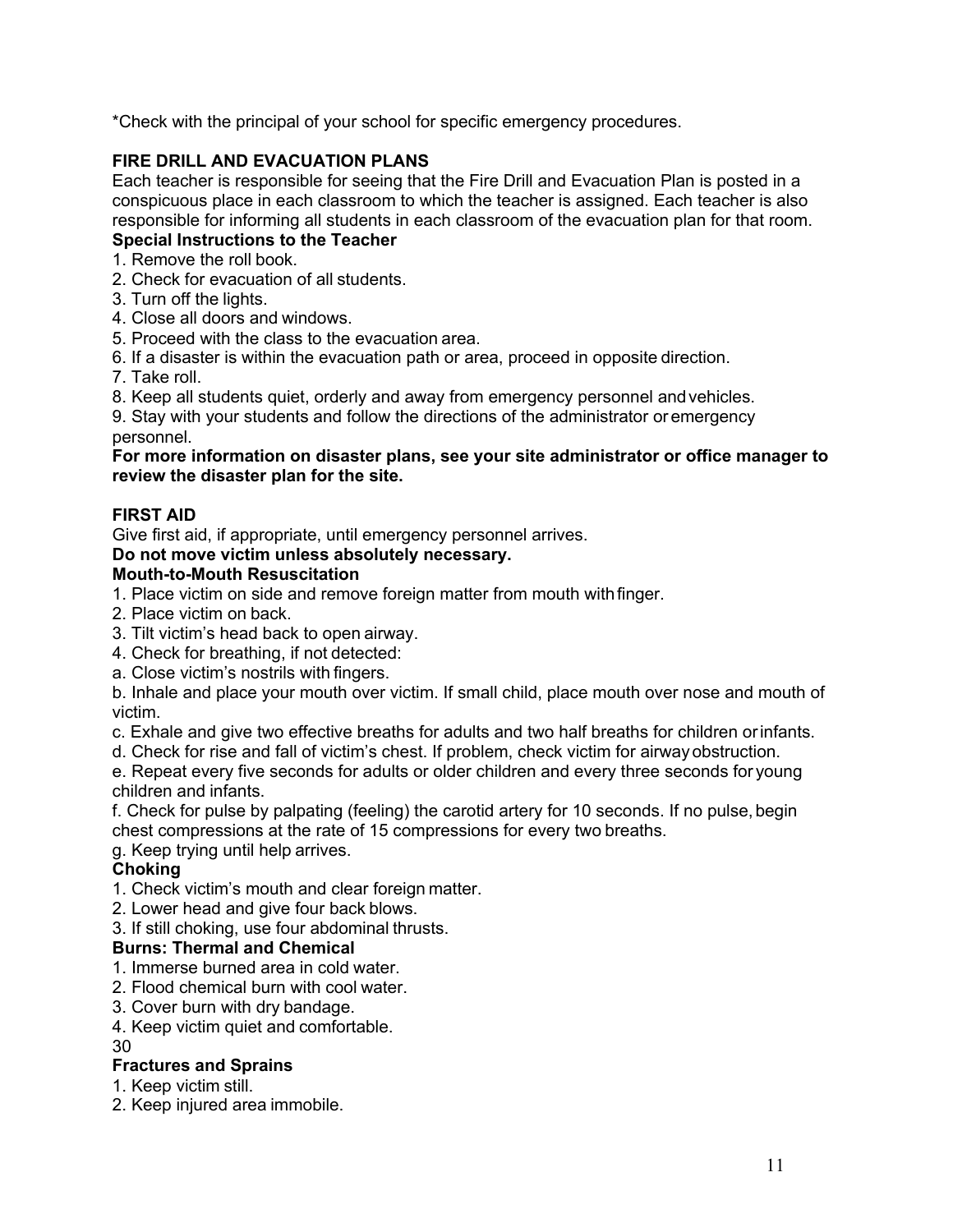*Check with the principal of your school for specific emergency procedures.

## FIRE DRILL AND EVACUATION PLANS

Each teacher is responsible for seeing that the Fire Drill and Evacuation Plan is posted in a conspicuous place in each classroom to which the teacher is assigned. Each teacher is also responsible for informing all students in each classroom of the evacuation plan for that room.

### Special Instructions to the Teacher

1. Remove the roll book.
2. Check for evacuation of all students.
3. Turn off the lights.
4. Close all doors and windows.
5. Proceed with the class to the evacuation area.
6. If a disaster is within the evacuation path or area, proceed in opposite direction.
7. Take roll.
8. Keep all students quiet, orderly and away from emergency personnel and vehicles.
9. Stay with your students and follow the directions of the administrator or emergency personnel.

**For more information on disaster plans, see your site administrator or office manager to review the disaster plan for the site.**

## FIRST AID

Give first aid, if appropriate, until emergency personnel arrives.

**Do not move victim unless absolutely necessary.**

### Mouth-to-Mouth Resuscitation

1. Place victim on side and remove foreign matter from mouth with finger.
2. Place victim on back.
3. Tilt victim's head back to open airway.
4. Check for breathing, if not detected:

a. Close victim's nostrils with fingers.

b. Inhale and place your mouth over victim. If small child, place mouth over nose and mouth of victim.

c. Exhale and give two effective breaths for adults and two half breaths for children or infants.

d. Check for rise and fall of victim's chest. If problem, check victim for airway obstruction.

e. Repeat every five seconds for adults or older children and every three seconds for young children and infants.

f. Check for pulse by palpating (feeling) the carotid artery for 10 seconds. If no pulse, begin chest compressions at the rate of 15 compressions for every two breaths.

g. Keep trying until help arrives.

### Choking

1. Check victim's mouth and clear foreign matter.
2. Lower head and give four back blows.
3. If still choking, use four abdominal thrusts.

### Burns: Thermal and Chemical

1. Immerse burned area in cold water.
2. Flood chemical burn with cool water.
3. Cover burn with dry bandage.
4. Keep victim quiet and comfortable.

30

### Fractures and Sprains

1. Keep victim still.
2. Keep injured area immobile.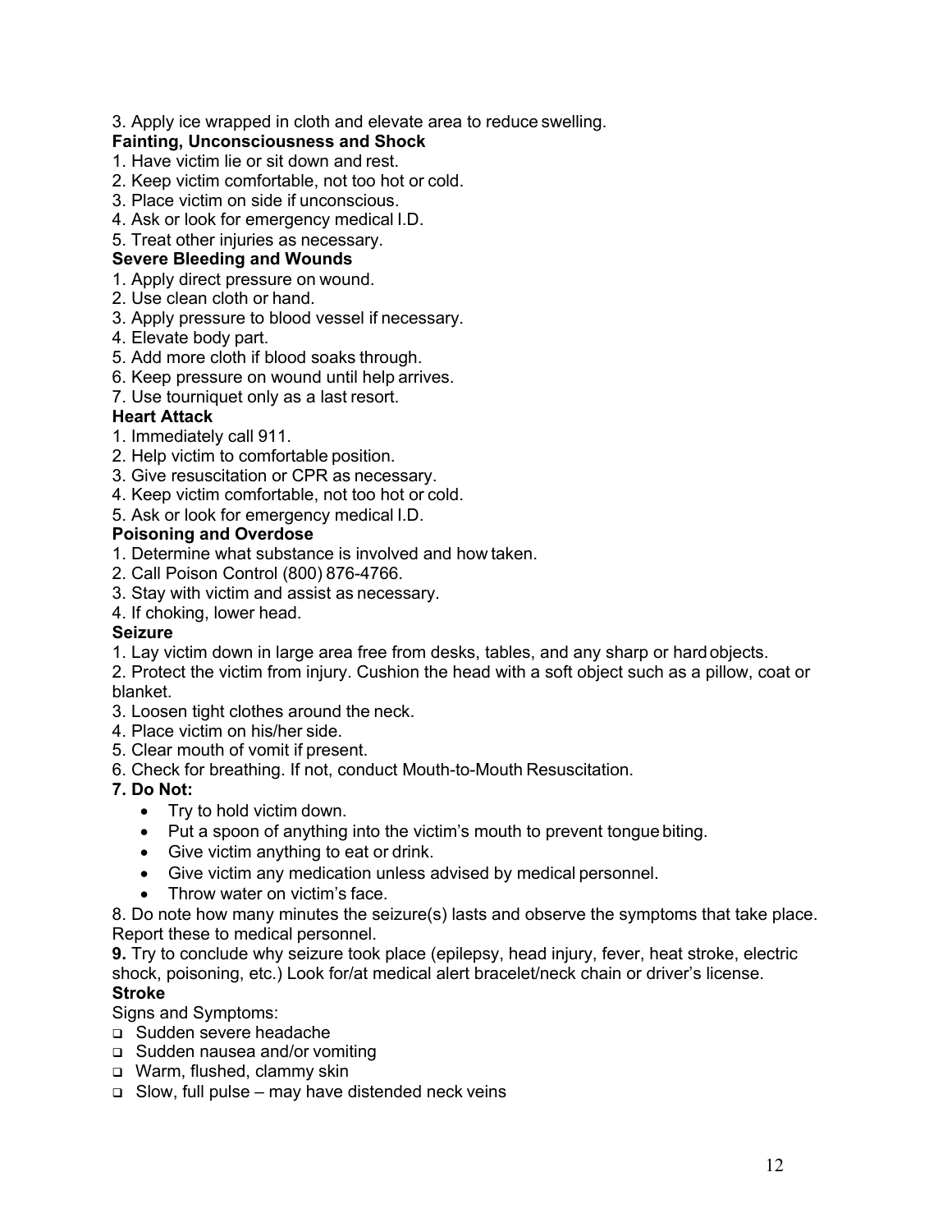3. Apply ice wrapped in cloth and elevate area to reduce swelling.

**Fainting, Unconsciousness and Shock**

1. Have victim lie or sit down and rest.
2. Keep victim comfortable, not too hot or cold.
3. Place victim on side if unconscious.
4. Ask or look for emergency medical I.D.
5. Treat other injuries as necessary.

**Severe Bleeding and Wounds**

1. Apply direct pressure on wound.
2. Use clean cloth or hand.
3. Apply pressure to blood vessel if necessary.
4. Elevate body part.
5. Add more cloth if blood soaks through.
6. Keep pressure on wound until help arrives.
7. Use tourniquet only as a last resort.

**Heart Attack**

1. Immediately call 911.
2. Help victim to comfortable position.
3. Give resuscitation or CPR as necessary.
4. Keep victim comfortable, not too hot or cold.
5. Ask or look for emergency medical I.D.

**Poisoning and Overdose**

1. Determine what substance is involved and how taken.
2. Call Poison Control (800) 876-4766.
3. Stay with victim and assist as necessary.
4. If choking, lower head.

**Seizure**

1. Lay victim down in large area free from desks, tables, and any sharp or hard objects.
2. Protect the victim from injury. Cushion the head with a soft object such as a pillow, coat or blanket.
3. Loosen tight clothes around the neck.
4. Place victim on his/her side.
5. Clear mouth of vomit if present.
6. Check for breathing. If not, conduct Mouth-to-Mouth Resuscitation.
7. **Do Not:**
   - Try to hold victim down.
   - Put a spoon of anything into the victim's mouth to prevent tongue biting.
   - Give victim anything to eat or drink.
   - Give victim any medication unless advised by medical personnel.
   - Throw water on victim's face.
8. Do note how many minutes the seizure(s) lasts and observe the symptoms that take place. Report these to medical personnel.
9. Try to conclude why seizure took place (epilepsy, head injury, fever, heat stroke, electric shock, poisoning, etc.) Look for/at medical alert bracelet/neck chain or driver's license.

**Stroke**

Signs and Symptoms:

- Sudden severe headache
- Sudden nausea and/or vomiting
- Warm, flushed, clammy skin
- Slow, full pulse – may have distended neck veins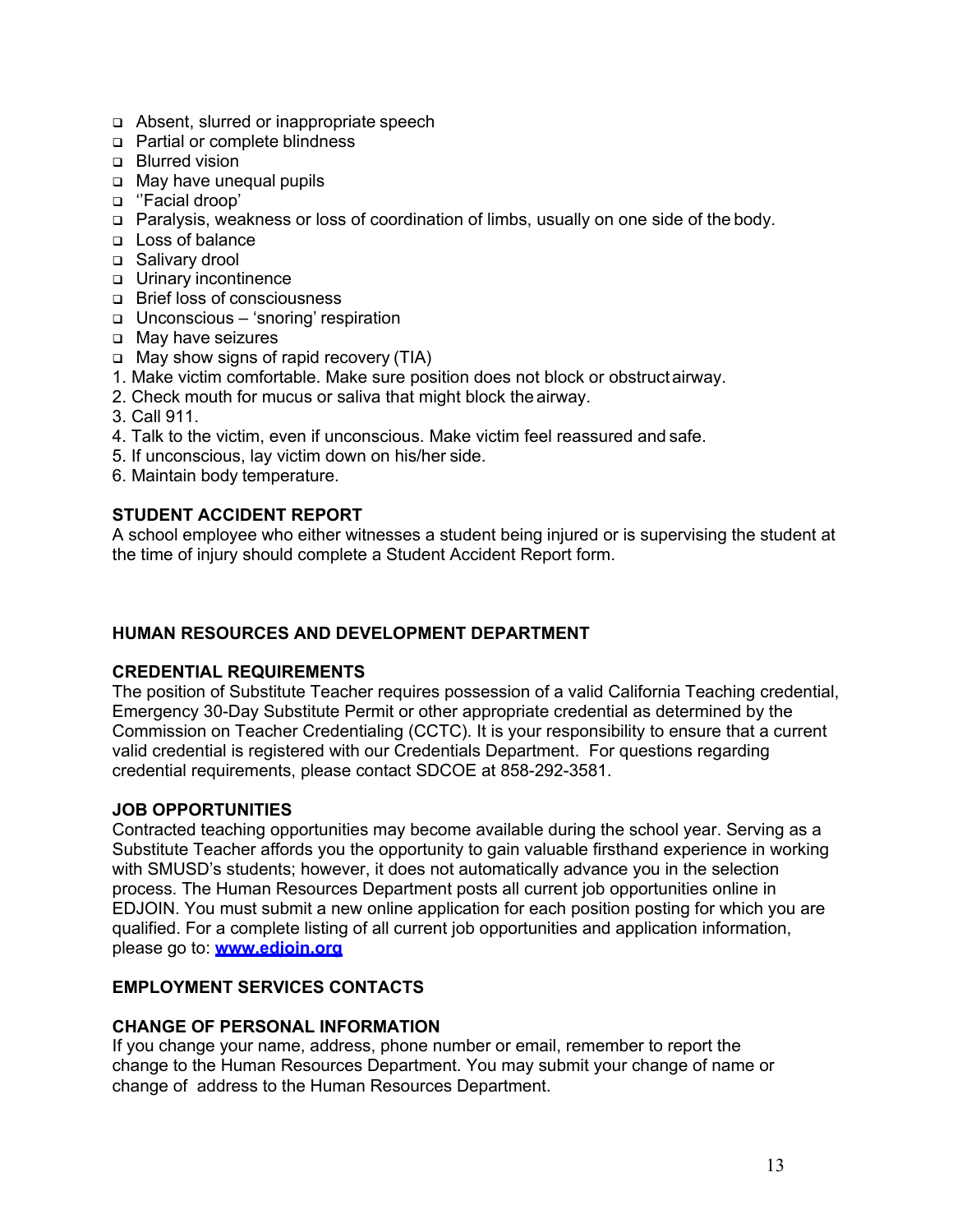- Absent, slurred or inappropriate speech
- Partial or complete blindness
- Blurred vision
- May have unequal pupils
- ''Facial droop'
- Paralysis, weakness or loss of coordination of limbs, usually on one side of the body.
- Loss of balance
- Salivary drool
- Urinary incontinence
- Brief loss of consciousness
- Unconscious – 'snoring' respiration
- May have seizures
- May show signs of rapid recovery (TIA)

1. Make victim comfortable. Make sure position does not block or obstruct airway.
2. Check mouth for mucus or saliva that might block the airway.
3. Call 911.
4. Talk to the victim, even if unconscious. Make victim feel reassured and safe.
5. If unconscious, lay victim down on his/her side.
6. Maintain body temperature.

**STUDENT ACCIDENT REPORT**

A school employee who either witnesses a student being injured or is supervising the student at the time of injury should complete a Student Accident Report form.

## HUMAN RESOURCES AND DEVELOPMENT DEPARTMENT

**CREDENTIAL REQUIREMENTS**

The position of Substitute Teacher requires possession of a valid California Teaching credential, Emergency 30-Day Substitute Permit or other appropriate credential as determined by the Commission on Teacher Credentialing (CCTC). It is your responsibility to ensure that a current valid credential is registered with our Credentials Department. For questions regarding credential requirements, please contact SDCOE at 858-292-3581.

**JOB OPPORTUNITIES**

Contracted teaching opportunities may become available during the school year. Serving as a Substitute Teacher affords you the opportunity to gain valuable firsthand experience in working with SMUSD's students; however, it does not automatically advance you in the selection process. The Human Resources Department posts all current job opportunities online in EDJOIN. You must submit a new online application for each position posting for which you are qualified. For a complete listing of all current job opportunities and application information, please go to: **[www.edjoin.org](http://www.edjoin.org)**

**EMPLOYMENT SERVICES CONTACTS**

**CHANGE OF PERSONAL INFORMATION**

If you change your name, address, phone number or email, remember to report the change to the Human Resources Department. You may submit your change of name or change of address to the Human Resources Department.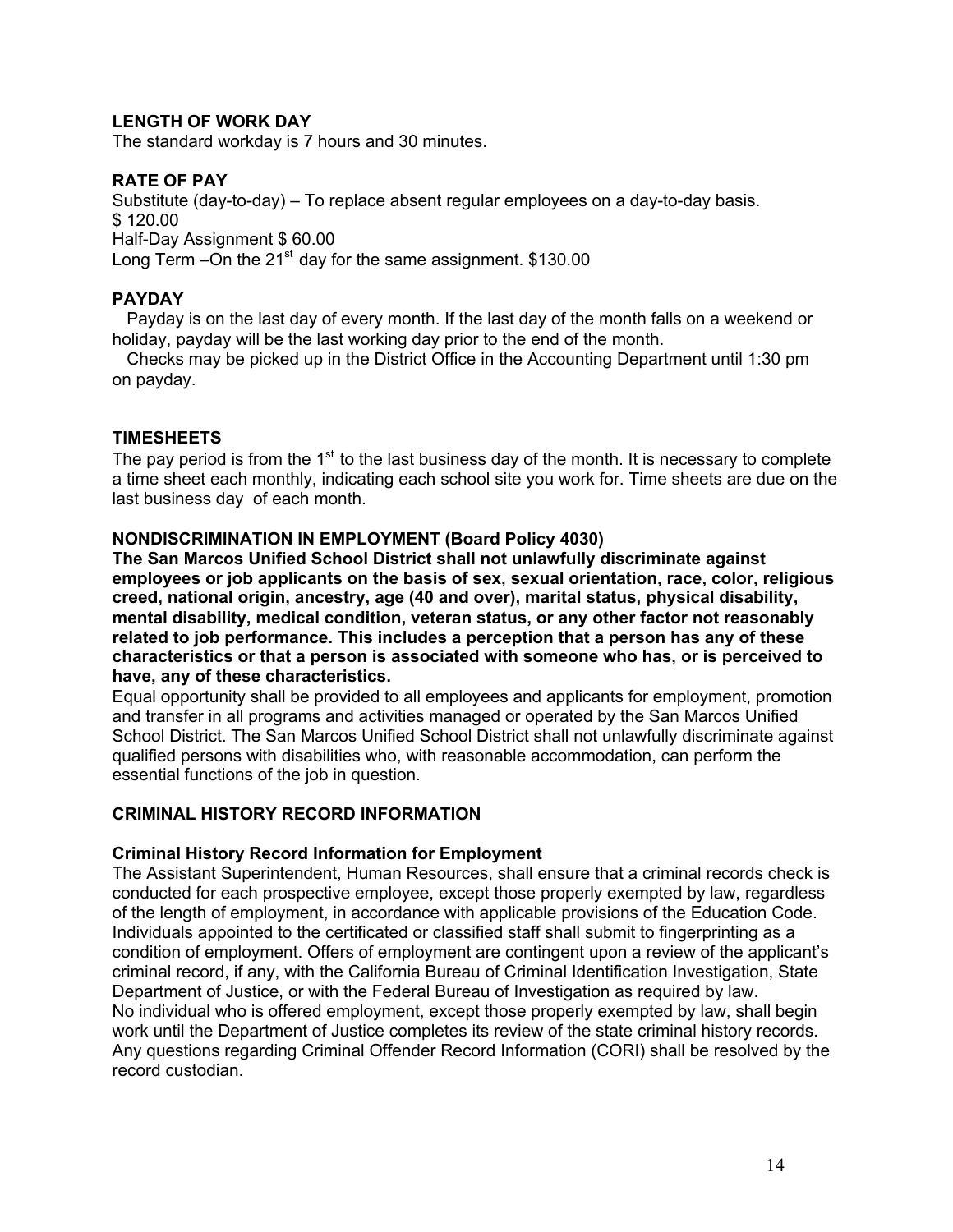## LENGTH OF WORK DAY

The standard workday is 7 hours and 30 minutes.

## RATE OF PAY

Substitute (day-to-day) – To replace absent regular employees on a day-to-day basis.
$ 120.00
Half-Day Assignment $ 60.00
Long Term –On the 21st day for the same assignment. $130.00

## PAYDAY

Payday is on the last day of every month. If the last day of the month falls on a weekend or holiday, payday will be the last working day prior to the end of the month.

Checks may be picked up in the District Office in the Accounting Department until 1:30 pm on payday.

## TIMESHEETS

The pay period is from the 1st to the last business day of the month. It is necessary to complete a time sheet each monthly, indicating each school site you work for. Time sheets are due on the last business day of each month.

## NONDISCRIMINATION IN EMPLOYMENT (Board Policy 4030)

**The San Marcos Unified School District shall not unlawfully discriminate against employees or job applicants on the basis of sex, sexual orientation, race, color, religious creed, national origin, ancestry, age (40 and over), marital status, physical disability, mental disability, medical condition, veteran status, or any other factor not reasonably related to job performance. This includes a perception that a person has any of these characteristics or that a person is associated with someone who has, or is perceived to have, any of these characteristics.**

Equal opportunity shall be provided to all employees and applicants for employment, promotion and transfer in all programs and activities managed or operated by the San Marcos Unified School District. The San Marcos Unified School District shall not unlawfully discriminate against qualified persons with disabilities who, with reasonable accommodation, can perform the essential functions of the job in question.

## CRIMINAL HISTORY RECORD INFORMATION

### Criminal History Record Information for Employment

The Assistant Superintendent, Human Resources, shall ensure that a criminal records check is conducted for each prospective employee, except those properly exempted by law, regardless of the length of employment, in accordance with applicable provisions of the Education Code. Individuals appointed to the certificated or classified staff shall submit to fingerprinting as a condition of employment. Offers of employment are contingent upon a review of the applicant's criminal record, if any, with the California Bureau of Criminal Identification Investigation, State Department of Justice, or with the Federal Bureau of Investigation as required by law.
No individual who is offered employment, except those properly exempted by law, shall begin work until the Department of Justice completes its review of the state criminal history records. Any questions regarding Criminal Offender Record Information (CORI) shall be resolved by the record custodian.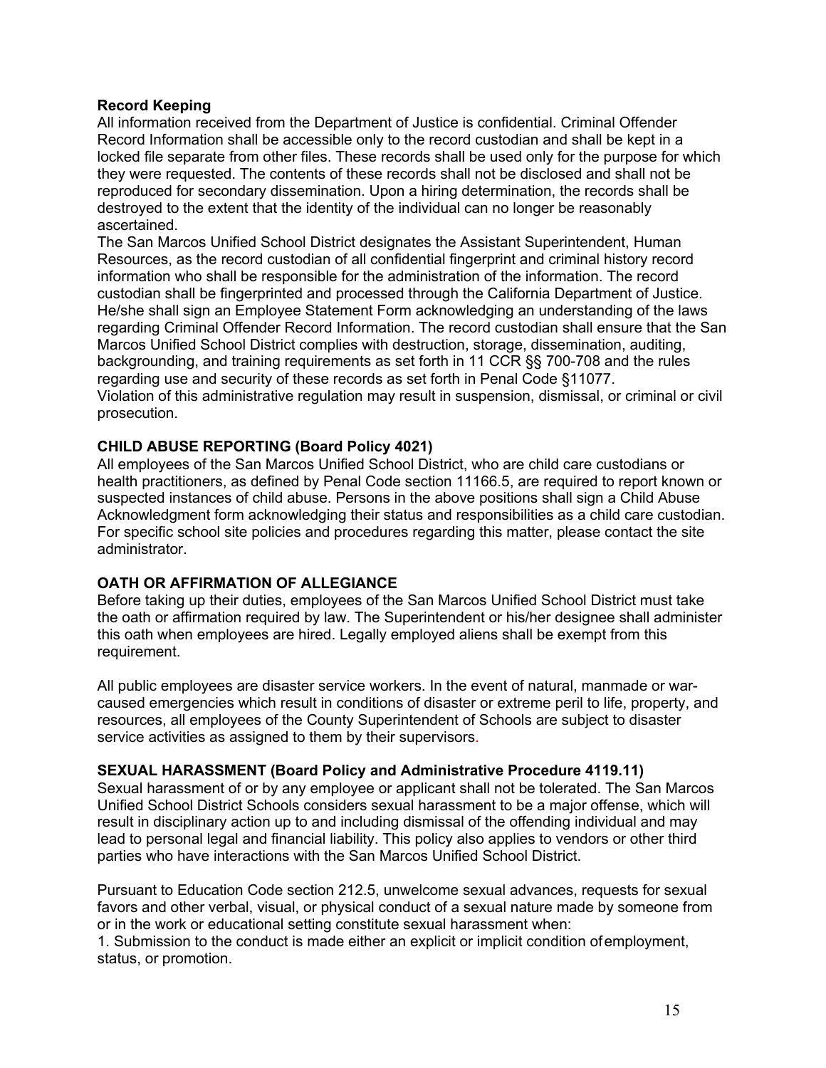**Record Keeping**

All information received from the Department of Justice is confidential. Criminal Offender Record Information shall be accessible only to the record custodian and shall be kept in a locked file separate from other files. These records shall be used only for the purpose for which they were requested. The contents of these records shall not be disclosed and shall not be reproduced for secondary dissemination. Upon a hiring determination, the records shall be destroyed to the extent that the identity of the individual can no longer be reasonably ascertained.

The San Marcos Unified School District designates the Assistant Superintendent, Human Resources, as the record custodian of all confidential fingerprint and criminal history record information who shall be responsible for the administration of the information. The record custodian shall be fingerprinted and processed through the California Department of Justice. He/she shall sign an Employee Statement Form acknowledging an understanding of the laws regarding Criminal Offender Record Information. The record custodian shall ensure that the San Marcos Unified School District complies with destruction, storage, dissemination, auditing, backgrounding, and training requirements as set forth in 11 CCR §§ 700-708 and the rules regarding use and security of these records as set forth in Penal Code §11077.

Violation of this administrative regulation may result in suspension, dismissal, or criminal or civil prosecution.

**CHILD ABUSE REPORTING (Board Policy 4021)**

All employees of the San Marcos Unified School District, who are child care custodians or health practitioners, as defined by Penal Code section 11166.5, are required to report known or suspected instances of child abuse. Persons in the above positions shall sign a Child Abuse Acknowledgment form acknowledging their status and responsibilities as a child care custodian. For specific school site policies and procedures regarding this matter, please contact the site administrator.

**OATH OR AFFIRMATION OF ALLEGIANCE**

Before taking up their duties, employees of the San Marcos Unified School District must take the oath or affirmation required by law. The Superintendent or his/her designee shall administer this oath when employees are hired. Legally employed aliens shall be exempt from this requirement.

All public employees are disaster service workers. In the event of natural, manmade or war-caused emergencies which result in conditions of disaster or extreme peril to life, property, and resources, all employees of the County Superintendent of Schools are subject to disaster service activities as assigned to them by their supervisors.

**SEXUAL HARASSMENT (Board Policy and Administrative Procedure 4119.11)**

Sexual harassment of or by any employee or applicant shall not be tolerated. The San Marcos Unified School District Schools considers sexual harassment to be a major offense, which will result in disciplinary action up to and including dismissal of the offending individual and may lead to personal legal and financial liability. This policy also applies to vendors or other third parties who have interactions with the San Marcos Unified School District.

Pursuant to Education Code section 212.5, unwelcome sexual advances, requests for sexual favors and other verbal, visual, or physical conduct of a sexual nature made by someone from or in the work or educational setting constitute sexual harassment when:

1. Submission to the conduct is made either an explicit or implicit condition of employment, status, or promotion.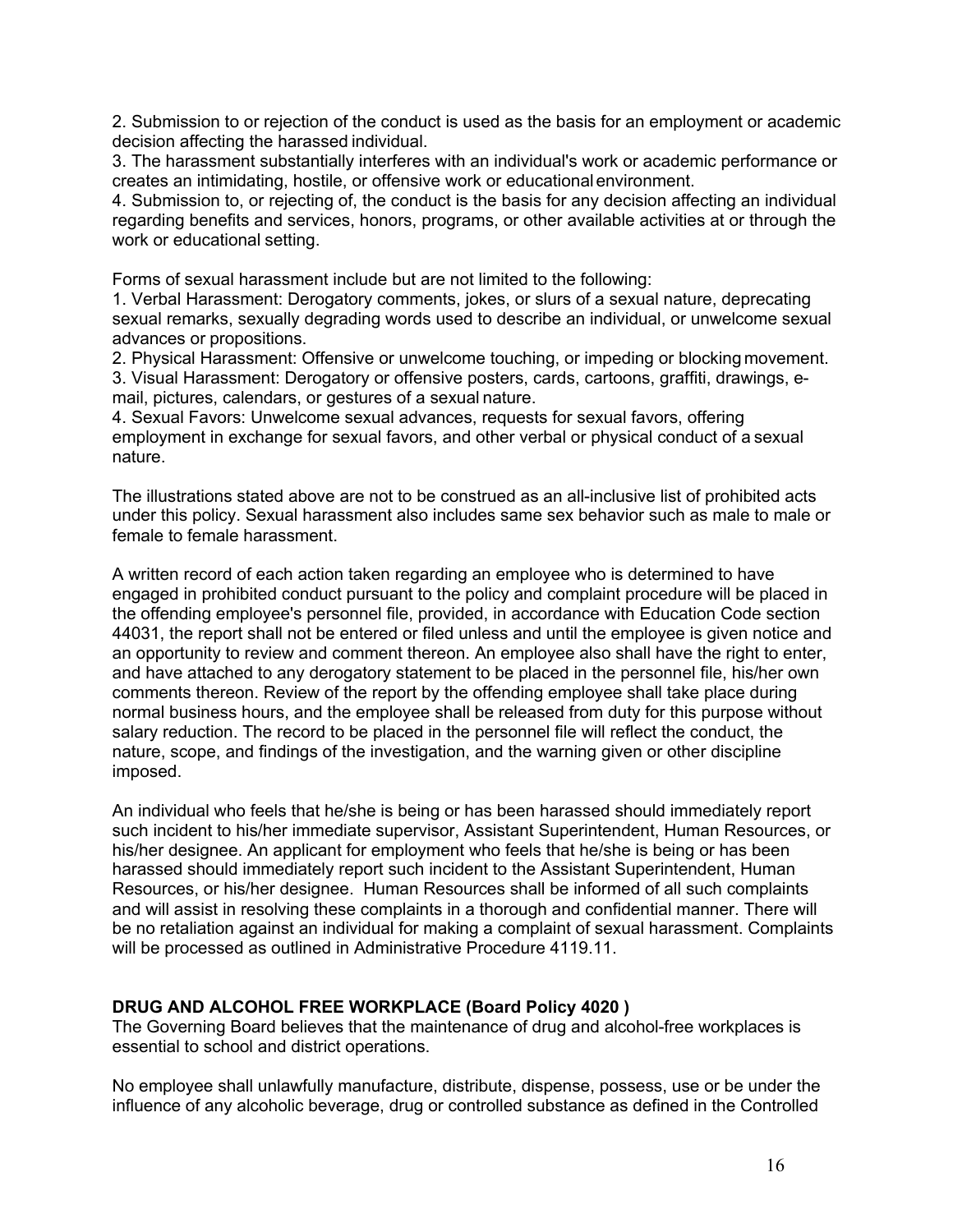2. Submission to or rejection of the conduct is used as the basis for an employment or academic decision affecting the harassed individual.
3. The harassment substantially interferes with an individual's work or academic performance or creates an intimidating, hostile, or offensive work or educational environment.
4. Submission to, or rejecting of, the conduct is the basis for any decision affecting an individual regarding benefits and services, honors, programs, or other available activities at or through the work or educational setting.

Forms of sexual harassment include but are not limited to the following:
1. Verbal Harassment: Derogatory comments, jokes, or slurs of a sexual nature, deprecating sexual remarks, sexually degrading words used to describe an individual, or unwelcome sexual advances or propositions.
2. Physical Harassment: Offensive or unwelcome touching, or impeding or blocking movement.
3. Visual Harassment: Derogatory or offensive posters, cards, cartoons, graffiti, drawings, e-mail, pictures, calendars, or gestures of a sexual nature.
4. Sexual Favors: Unwelcome sexual advances, requests for sexual favors, offering employment in exchange for sexual favors, and other verbal or physical conduct of a sexual nature.

The illustrations stated above are not to be construed as an all-inclusive list of prohibited acts under this policy. Sexual harassment also includes same sex behavior such as male to male or female to female harassment.

A written record of each action taken regarding an employee who is determined to have engaged in prohibited conduct pursuant to the policy and complaint procedure will be placed in the offending employee's personnel file, provided, in accordance with Education Code section 44031, the report shall not be entered or filed unless and until the employee is given notice and an opportunity to review and comment thereon. An employee also shall have the right to enter, and have attached to any derogatory statement to be placed in the personnel file, his/her own comments thereon. Review of the report by the offending employee shall take place during normal business hours, and the employee shall be released from duty for this purpose without salary reduction. The record to be placed in the personnel file will reflect the conduct, the nature, scope, and findings of the investigation, and the warning given or other discipline imposed.

An individual who feels that he/she is being or has been harassed should immediately report such incident to his/her immediate supervisor, Assistant Superintendent, Human Resources, or his/her designee. An applicant for employment who feels that he/she is being or has been harassed should immediately report such incident to the Assistant Superintendent, Human Resources, or his/her designee. Human Resources shall be informed of all such complaints and will assist in resolving these complaints in a thorough and confidential manner. There will be no retaliation against an individual for making a complaint of sexual harassment. Complaints will be processed as outlined in Administrative Procedure 4119.11.

**DRUG AND ALCOHOL FREE WORKPLACE (Board Policy 4020 )**

The Governing Board believes that the maintenance of drug and alcohol-free workplaces is essential to school and district operations.

No employee shall unlawfully manufacture, distribute, dispense, possess, use or be under the influence of any alcoholic beverage, drug or controlled substance as defined in the Controlled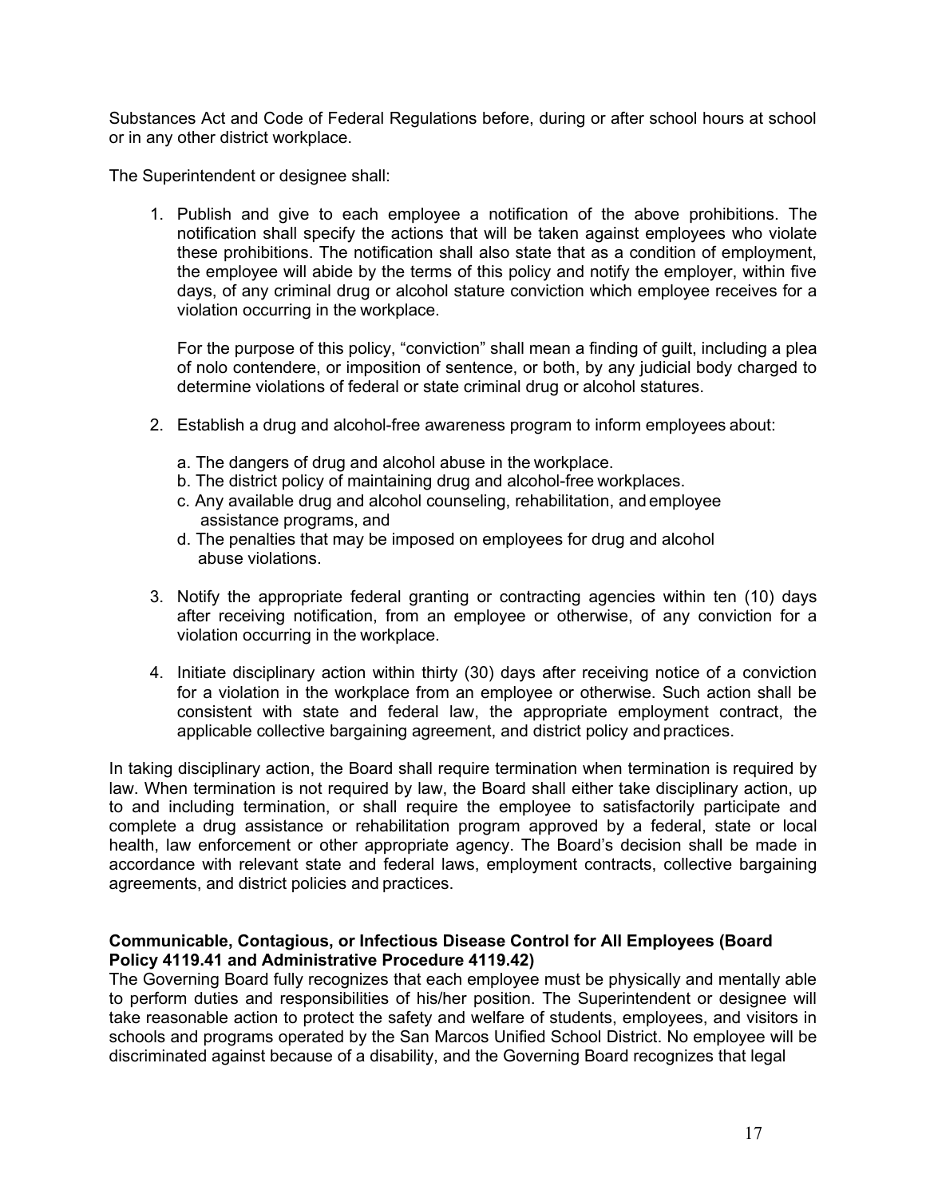Substances Act and Code of Federal Regulations before, during or after school hours at school or in any other district workplace.

The Superintendent or designee shall:

1. Publish and give to each employee a notification of the above prohibitions. The notification shall specify the actions that will be taken against employees who violate these prohibitions. The notification shall also state that as a condition of employment, the employee will abide by the terms of this policy and notify the employer, within five days, of any criminal drug or alcohol stature conviction which employee receives for a violation occurring in the workplace.

   For the purpose of this policy, "conviction" shall mean a finding of guilt, including a plea of nolo contendere, or imposition of sentence, or both, by any judicial body charged to determine violations of federal or state criminal drug or alcohol statures.

2. Establish a drug and alcohol-free awareness program to inform employees about:

   a. The dangers of drug and alcohol abuse in the workplace.
   b. The district policy of maintaining drug and alcohol-free workplaces.
   c. Any available drug and alcohol counseling, rehabilitation, and employee assistance programs, and
   d. The penalties that may be imposed on employees for drug and alcohol abuse violations.

3. Notify the appropriate federal granting or contracting agencies within ten (10) days after receiving notification, from an employee or otherwise, of any conviction for a violation occurring in the workplace.

4. Initiate disciplinary action within thirty (30) days after receiving notice of a conviction for a violation in the workplace from an employee or otherwise. Such action shall be consistent with state and federal law, the appropriate employment contract, the applicable collective bargaining agreement, and district policy and practices.

In taking disciplinary action, the Board shall require termination when termination is required by law. When termination is not required by law, the Board shall either take disciplinary action, up to and including termination, or shall require the employee to satisfactorily participate and complete a drug assistance or rehabilitation program approved by a federal, state or local health, law enforcement or other appropriate agency. The Board's decision shall be made in accordance with relevant state and federal laws, employment contracts, collective bargaining agreements, and district policies and practices.

**Communicable, Contagious, or Infectious Disease Control for All Employees (Board Policy 4119.41 and Administrative Procedure 4119.42)**

The Governing Board fully recognizes that each employee must be physically and mentally able to perform duties and responsibilities of his/her position. The Superintendent or designee will take reasonable action to protect the safety and welfare of students, employees, and visitors in schools and programs operated by the San Marcos Unified School District. No employee will be discriminated against because of a disability, and the Governing Board recognizes that legal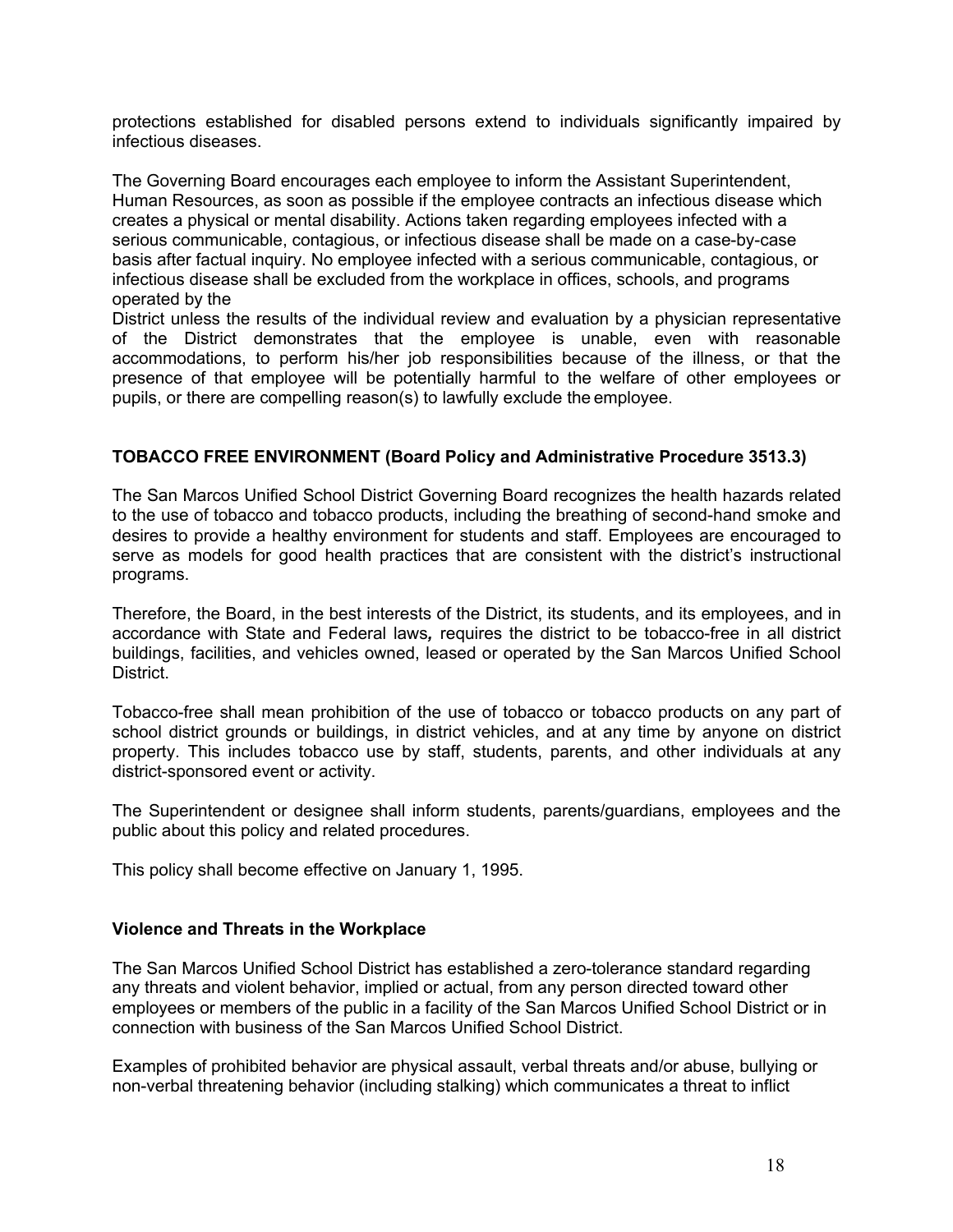protections established for disabled persons extend to individuals significantly impaired by infectious diseases.

The Governing Board encourages each employee to inform the Assistant Superintendent, Human Resources, as soon as possible if the employee contracts an infectious disease which creates a physical or mental disability. Actions taken regarding employees infected with a serious communicable, contagious, or infectious disease shall be made on a case-by-case basis after factual inquiry. No employee infected with a serious communicable, contagious, or infectious disease shall be excluded from the workplace in offices, schools, and programs operated by the District unless the results of the individual review and evaluation by a physician representative of the District demonstrates that the employee is unable, even with reasonable accommodations, to perform his/her job responsibilities because of the illness, or that the presence of that employee will be potentially harmful to the welfare of other employees or pupils, or there are compelling reason(s) to lawfully exclude the employee.

## TOBACCO FREE ENVIRONMENT (Board Policy and Administrative Procedure 3513.3)

The San Marcos Unified School District Governing Board recognizes the health hazards related to the use of tobacco and tobacco products, including the breathing of second-hand smoke and desires to provide a healthy environment for students and staff. Employees are encouraged to serve as models for good health practices that are consistent with the district's instructional programs.

Therefore, the Board, in the best interests of the District, its students, and its employees, and in accordance with State and Federal laws***,*** requires the district to be tobacco-free in all district buildings, facilities, and vehicles owned, leased or operated by the San Marcos Unified School District.

Tobacco-free shall mean prohibition of the use of tobacco or tobacco products on any part of school district grounds or buildings, in district vehicles, and at any time by anyone on district property. This includes tobacco use by staff, students, parents, and other individuals at any district-sponsored event or activity.

The Superintendent or designee shall inform students, parents/guardians, employees and the public about this policy and related procedures.

This policy shall become effective on January 1, 1995.

## Violence and Threats in the Workplace

The San Marcos Unified School District has established a zero-tolerance standard regarding any threats and violent behavior, implied or actual, from any person directed toward other employees or members of the public in a facility of the San Marcos Unified School District or in connection with business of the San Marcos Unified School District.

Examples of prohibited behavior are physical assault, verbal threats and/or abuse, bullying or non-verbal threatening behavior (including stalking) which communicates a threat to inflict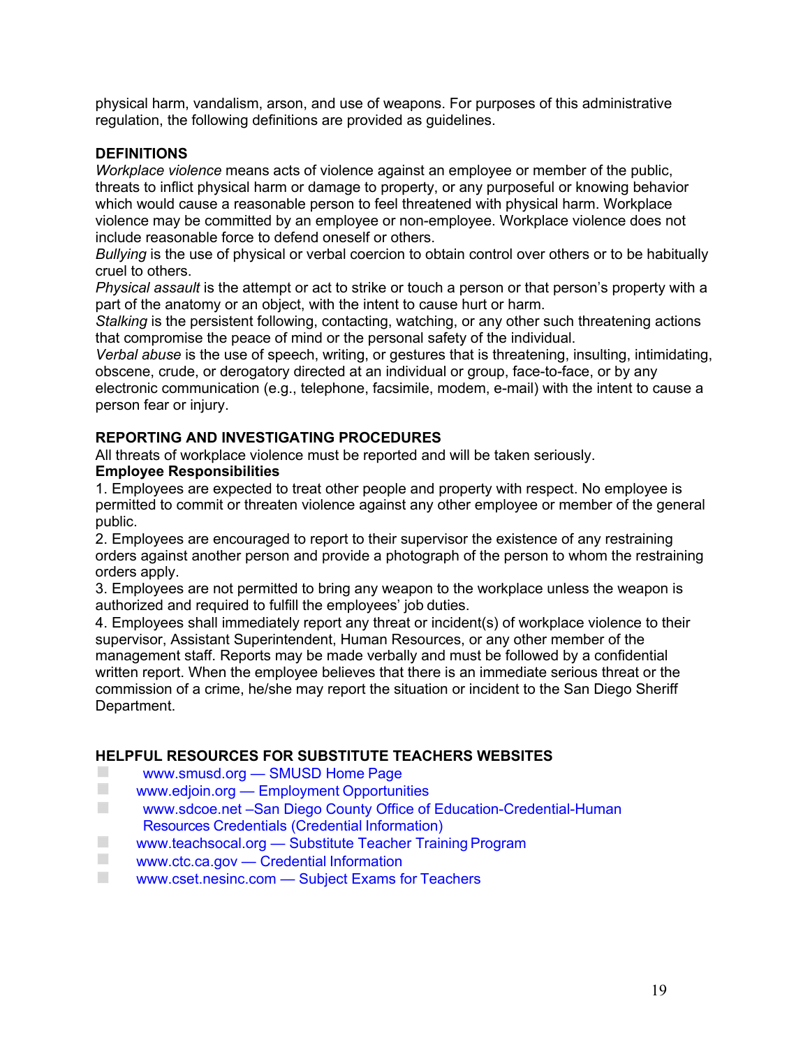physical harm, vandalism, arson, and use of weapons. For purposes of this administrative regulation, the following definitions are provided as guidelines.

**DEFINITIONS**

*Workplace violence* means acts of violence against an employee or member of the public, threats to inflict physical harm or damage to property, or any purposeful or knowing behavior which would cause a reasonable person to feel threatened with physical harm. Workplace violence may be committed by an employee or non-employee. Workplace violence does not include reasonable force to defend oneself or others.

*Bullying* is the use of physical or verbal coercion to obtain control over others or to be habitually cruel to others.

*Physical assault* is the attempt or act to strike or touch a person or that person's property with a part of the anatomy or an object, with the intent to cause hurt or harm.

*Stalking* is the persistent following, contacting, watching, or any other such threatening actions that compromise the peace of mind or the personal safety of the individual.

*Verbal abuse* is the use of speech, writing, or gestures that is threatening, insulting, intimidating, obscene, crude, or derogatory directed at an individual or group, face-to-face, or by any electronic communication (e.g., telephone, facsimile, modem, e-mail) with the intent to cause a person fear or injury.

**REPORTING AND INVESTIGATING PROCEDURES**

All threats of workplace violence must be reported and will be taken seriously.

**Employee Responsibilities**

1. Employees are expected to treat other people and property with respect. No employee is permitted to commit or threaten violence against any other employee or member of the general public.
2. Employees are encouraged to report to their supervisor the existence of any restraining orders against another person and provide a photograph of the person to whom the restraining orders apply.
3. Employees are not permitted to bring any weapon to the workplace unless the weapon is authorized and required to fulfill the employees' job duties.
4. Employees shall immediately report any threat or incident(s) of workplace violence to their supervisor, Assistant Superintendent, Human Resources, or any other member of the management staff. Reports may be made verbally and must be followed by a confidential written report. When the employee believes that there is an immediate serious threat or the commission of a crime, he/she may report the situation or incident to the San Diego Sheriff Department.

**HELPFUL RESOURCES FOR SUBSTITUTE TEACHERS WEBSITES**

- www.smusd.org — SMUSD Home Page
- www.edjoin.org — Employment Opportunities
- www.sdcoe.net –San Diego County Office of Education-Credential-Human Resources Credentials (Credential Information)
- www.teachsocal.org — Substitute Teacher Training Program
- www.ctc.ca.gov — Credential Information
- www.cset.nesinc.com — Subject Exams for Teachers